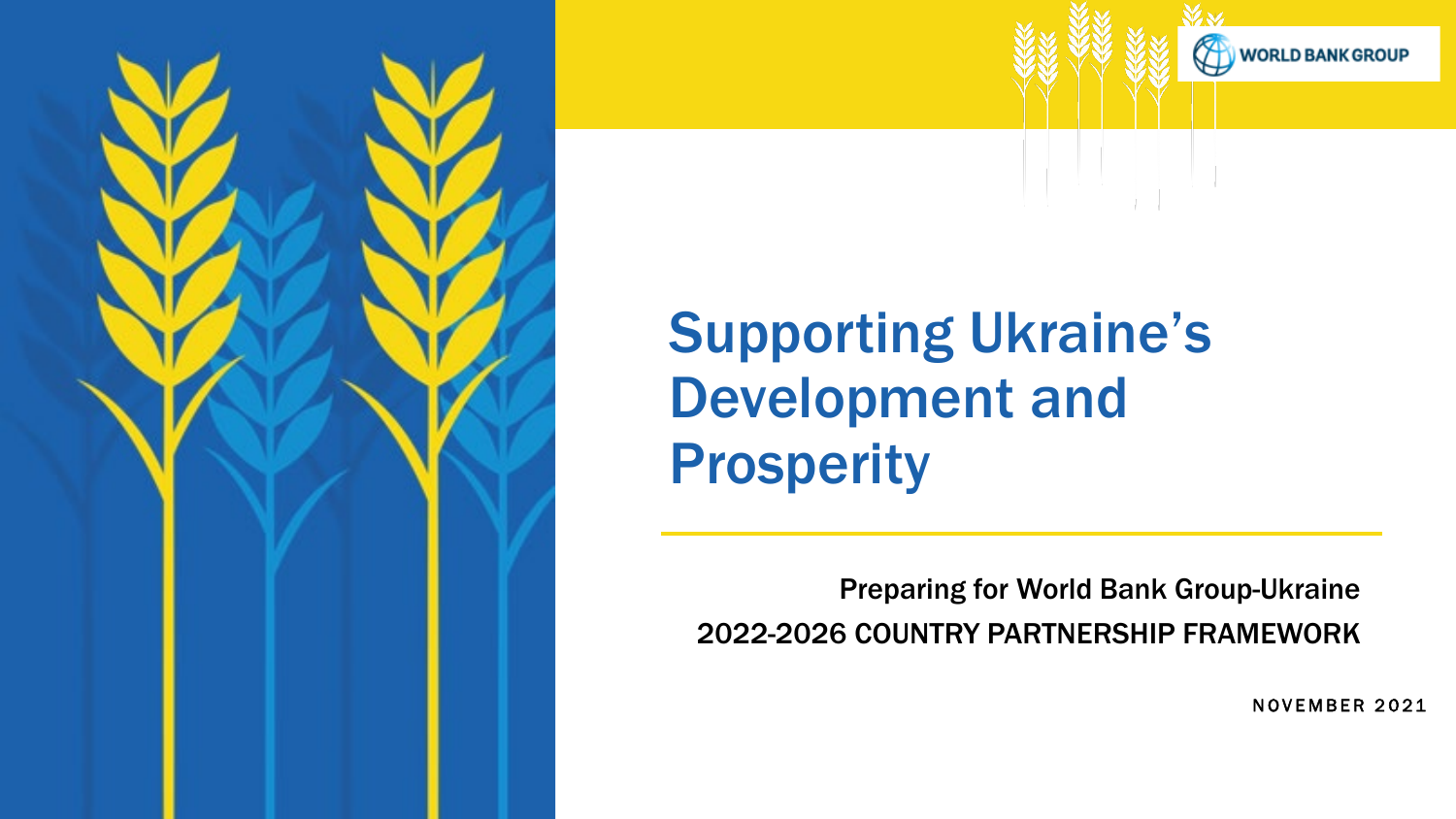WORLD BANK GROUP

# Supporting Ukraine's Development and Prosperity

Preparing for World Bank Group-Ukraine
2022-2026 COUNTRY PARTNERSHIP FRAMEWORK

NOVEMBER 2021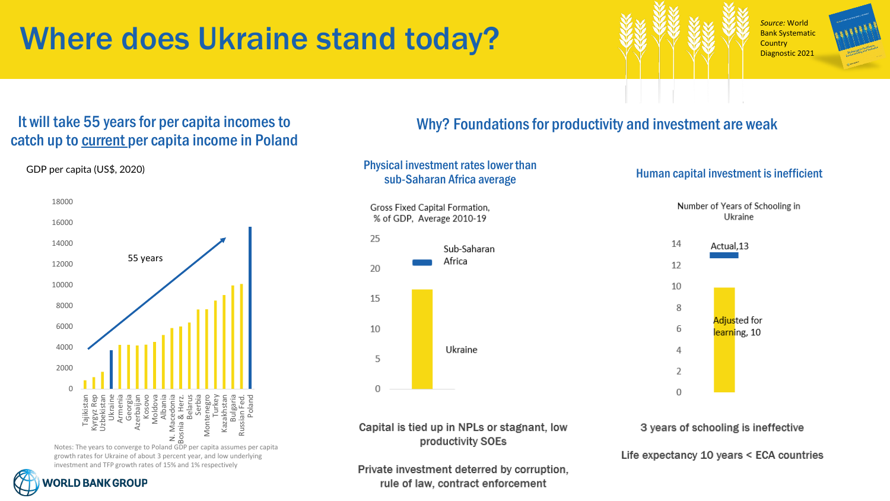# Where does Ukraine stand today?

*Source:* World Bank Systematic Country Diagnostic 2021

## It will take 55 years for per capita incomes to catch up to current per capita income in Poland

GDP per capita (US$, 2020)

55 years

Tajikistan, Kyrgyz Rep, Uzbekistan, Ukraine, Armenia, Georgia, Azerbaijan, Kosovo, Moldova, Albania, N. Macedonia, Bosnia & Herz., Belarus, Serbia, Montenegro, Turkey, Kazakhstan, Bulgaria, Russian Fed., Poland

Notes: The years to converge to Poland GDP per capita assumes per capita growth rates for Ukraine of about 3 percent year, and low underlying investment and TFP growth rates of 15% and 1% respectively

## Why? Foundations for productivity and investment are weak

### Physical investment rates lower than sub-Saharan Africa average

Gross Fixed Capital Formation, % of GDP, Average 2010-19

Sub-Saharan Africa

Ukraine

Capital is tied up in NPLs or stagnant, low productivity SOEs

Private investment deterred by corruption, rule of law, contract enforcement

### Human capital investment is inefficient

Number of Years of Schooling in Ukraine

Actual, 13

Adjusted for learning, 10

3 years of schooling is ineffective

Life expectancy 10 years < ECA countries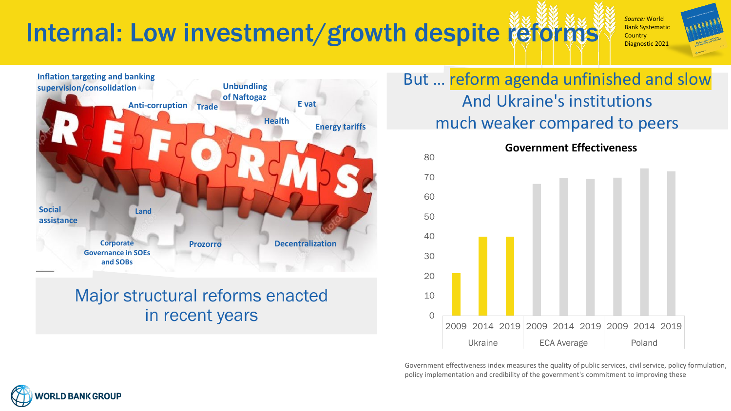# Internal: Low investment/growth despite reforms

*Source:* World Bank Systematic Country Diagnostic 2021

- Inflation targeting and banking supervision/consolidation
- Anti-corruption
- Trade
- Unbundling of Naftogaz
- E vat
- Health
- Energy tariffs
- Social assistance
- Land
- Corporate Governance in SOEs and SOBs
- Prozorro
- Decentralization

Major structural reforms enacted in recent years

But … reform agenda unfinished and slow

And Ukraine's institutions much weaker compared to peers

**Government Effectiveness**

| | 2009 | 2014 | 2019 |
|---|---|---|---|
| Ukraine | 21 | 40 | 40 |
| ECA Average | 67 | 70 | 69 |
| Poland | 70 | 75 | 73 |

Government effectiveness index measures the quality of public services, civil service, policy formulation, policy implementation and credibility of the government's commitment to improving these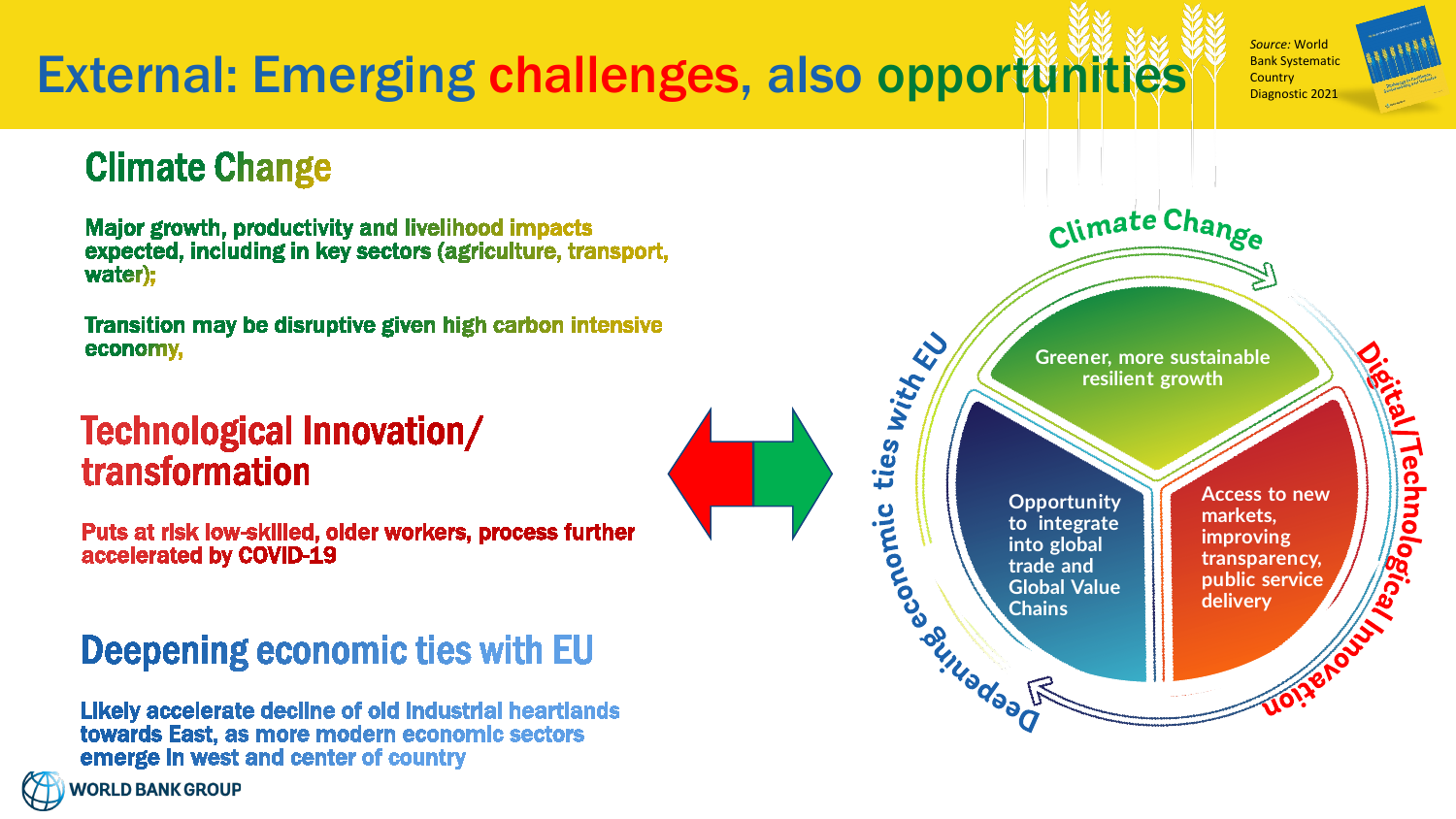# External: Emerging challenges, also opportunities

*Source:* World Bank Systematic Country Diagnostic 2021

## Climate Change

Major growth, productivity and livelihood impacts expected, including in key sectors (agriculture, transport, water);

Transition may be disruptive given high carbon intensive economy,

## Technological Innovation/ transformation

Puts at risk low-skilled, older workers, process further accelerated by COVID-19

## Deepening economic ties with EU

Likely accelerate decline of old industrial heartlands towards East, as more modern economic sectors emerge in west and center of country

Climate Change

Digital/Technological Innovation

Deepening economic ties with EU

Greener, more sustainable resilient growth

Access to new markets, improving transparency, public service delivery

Opportunity to integrate into global trade and Global Value Chains

WORLD BANK GROUP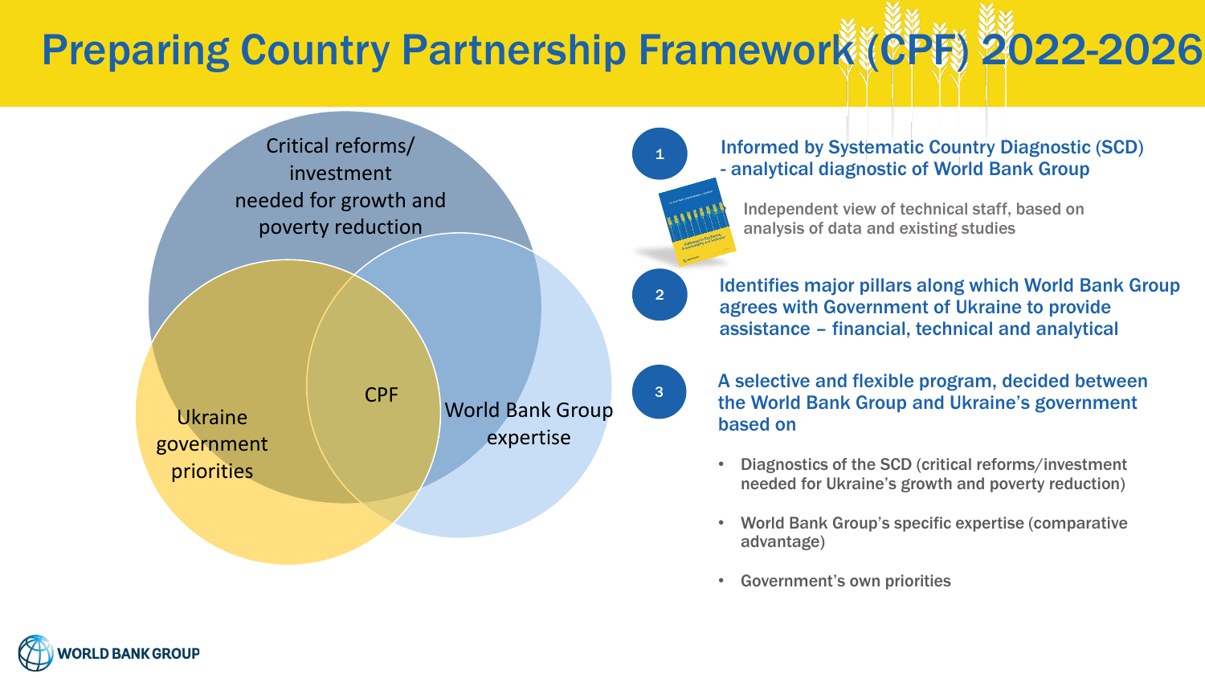# Preparing Country Partnership Framework (CPF) 2022-2026

Critical reforms/ investment needed for growth and poverty reduction

Ukraine government priorities

CPF

World Bank Group expertise

1. **Informed by Systematic Country Diagnostic (SCD) - analytical diagnostic of World Bank Group**

   Independent view of technical staff, based on analysis of data and existing studies

2. **Identifies major pillars along which World Bank Group agrees with Government of Ukraine to provide assistance – financial, technical and analytical**

3. **A selective and flexible program, decided between the World Bank Group and Ukraine's government based on**

   - Diagnostics of the SCD (critical reforms/investment needed for Ukraine's growth and poverty reduction)
   - World Bank Group's specific expertise (comparative advantage)
   - Government's own priorities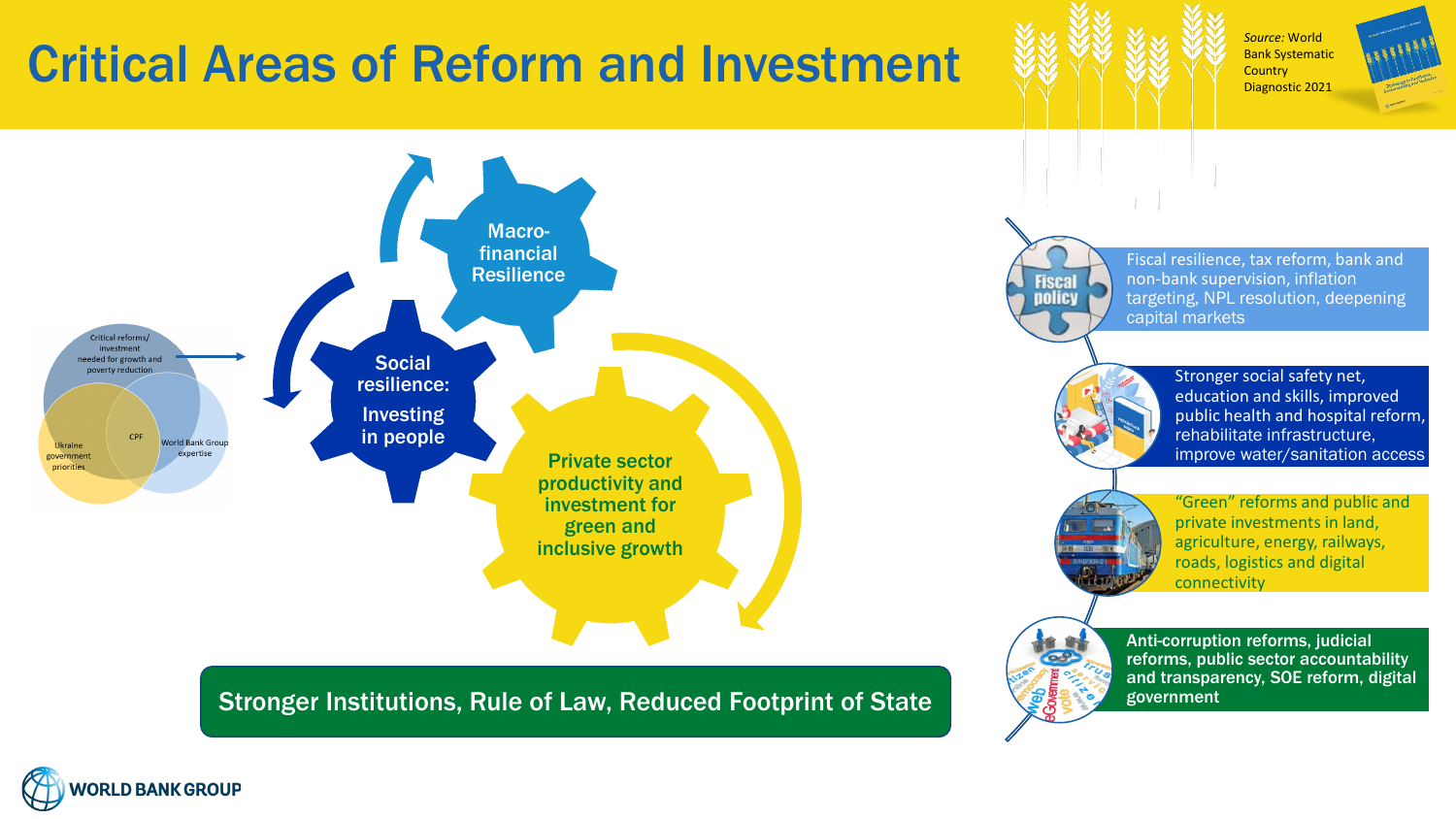# Critical Areas of Reform and Investment

*Source:* World Bank Systematic Country Diagnostic 2021

Critical reforms/ investment needed for growth and poverty reduction

Ukraine government priorities

CPF

World Bank Group expertise

Macro-financial Resilience

Social resilience: Investing in people

Private sector productivity and investment for green and inclusive growth

Stronger Institutions, Rule of Law, Reduced Footprint of State

Fiscal policy

Fiscal resilience, tax reform, bank and non-bank supervision, inflation targeting, NPL resolution, deepening capital markets

Stronger social safety net, education and skills, improved public health and hospital reform, rehabilitate infrastructure, improve water/sanitation access

"Green" reforms and public and private investments in land, agriculture, energy, railways, roads, logistics and digital connectivity

**Anti-corruption reforms, judicial reforms, public sector accountability and transparency, SOE reform, digital government**

WORLD BANK GROUP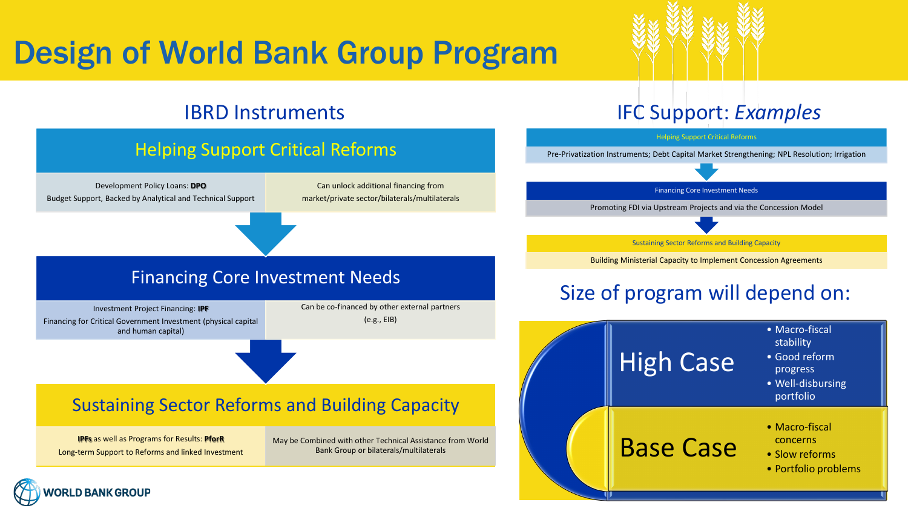# Design of World Bank Group Program

## IBRD Instruments

### Helping Support Critical Reforms

| Development Policy Loans: **DPO**<br>Budget Support, Backed by Analytical and Technical Support | Can unlock additional financing from market/private sector/bilaterals/multilaterals |
|---|---|

### Financing Core Investment Needs

| Investment Project Financing: **IPF**<br>Financing for Critical Government Investment (physical capital and human capital) | Can be co-financed by other external partners (e.g., EIB) |
|---|---|

### Sustaining Sector Reforms and Building Capacity

| **IPFs** as well as Programs for Results: **PforR**<br>Long-term Support to Reforms and linked Investment | May be Combined with other Technical Assistance from World Bank Group or bilaterals/multilaterals |
|---|---|

## IFC Support: *Examples*

**Helping Support Critical Reforms**

Pre-Privatization Instruments; Debt Capital Market Strengthening; NPL Resolution; Irrigation

**Financing Core Investment Needs**

Promoting FDI via Upstream Projects and via the Concession Model

**Sustaining Sector Reforms and Building Capacity**

Building Ministerial Capacity to Implement Concession Agreements

## Size of program will depend on:

**High Case**

- Macro-fiscal stability
- Good reform progress
- Well-disbursing portfolio

**Base Case**

- Macro-fiscal concerns
- Slow reforms
- Portfolio problems

WORLD BANK GROUP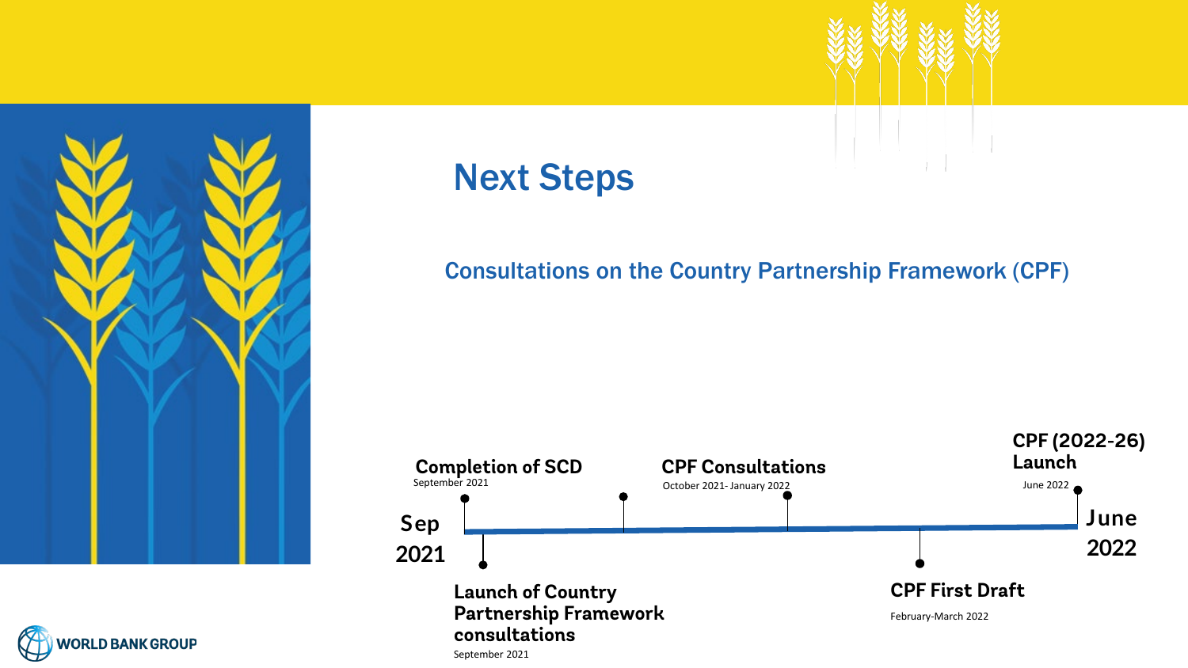# Next Steps

## Consultations on the Country Partnership Framework (CPF)

Sep 2021

**Completion of SCD**
September 2021

**Launch of Country Partnership Framework consultations**
September 2021

**CPF Consultations**
October 2021- January 2022

**CPF First Draft**
February-March 2022

**CPF (2022-26) Launch**
June 2022

June 2022